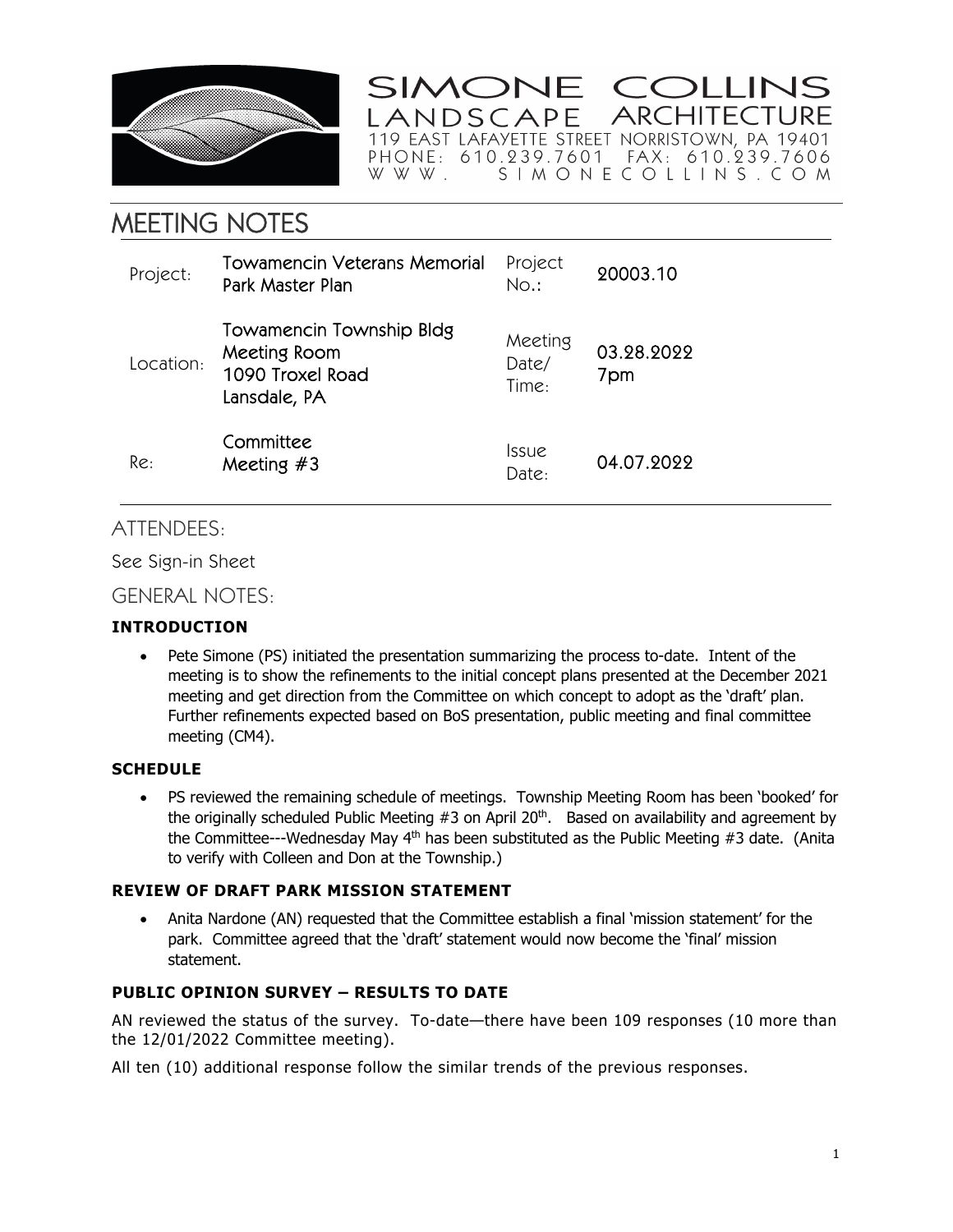SIMONE COLLINS
LANDSCAPE ARCHITECTURE
119 EAST LAFAYETTE STREET NORRISTOWN, PA 19401
PHONE: 610.239.7601 FAX: 610.239.7606
WWW. SIMONECOLLINS.COM

# MEETING NOTES

| | | | |
|---|---|---|---|
| Project: | Towamencin Veterans Memorial Park Master Plan | Project No.: | 20003.10 |
| Location: | Towamencin Township Bldg Meeting Room 1090 Troxel Road Lansdale, PA | Meeting Date/ Time: | 03.28.2022 7pm |
| Re: | Committee Meeting #3 | Issue Date: | 04.07.2022 |

## ATTENDEES:

See Sign-in Sheet

## GENERAL NOTES:

### INTRODUCTION

- Pete Simone (PS) initiated the presentation summarizing the process to-date. Intent of the meeting is to show the refinements to the initial concept plans presented at the December 2021 meeting and get direction from the Committee on which concept to adopt as the 'draft' plan. Further refinements expected based on BoS presentation, public meeting and final committee meeting (CM4).

### SCHEDULE

- PS reviewed the remaining schedule of meetings. Township Meeting Room has been 'booked' for the originally scheduled Public Meeting #3 on April 20th. Based on availability and agreement by the Committee---Wednesday May 4th has been substituted as the Public Meeting #3 date. (Anita to verify with Colleen and Don at the Township.)

### REVIEW OF DRAFT PARK MISSION STATEMENT

- Anita Nardone (AN) requested that the Committee establish a final 'mission statement' for the park. Committee agreed that the 'draft' statement would now become the 'final' mission statement.

### PUBLIC OPINION SURVEY – RESULTS TO DATE

AN reviewed the status of the survey. To-date—there have been 109 responses (10 more than the 12/01/2022 Committee meeting).

All ten (10) additional response follow the similar trends of the previous responses.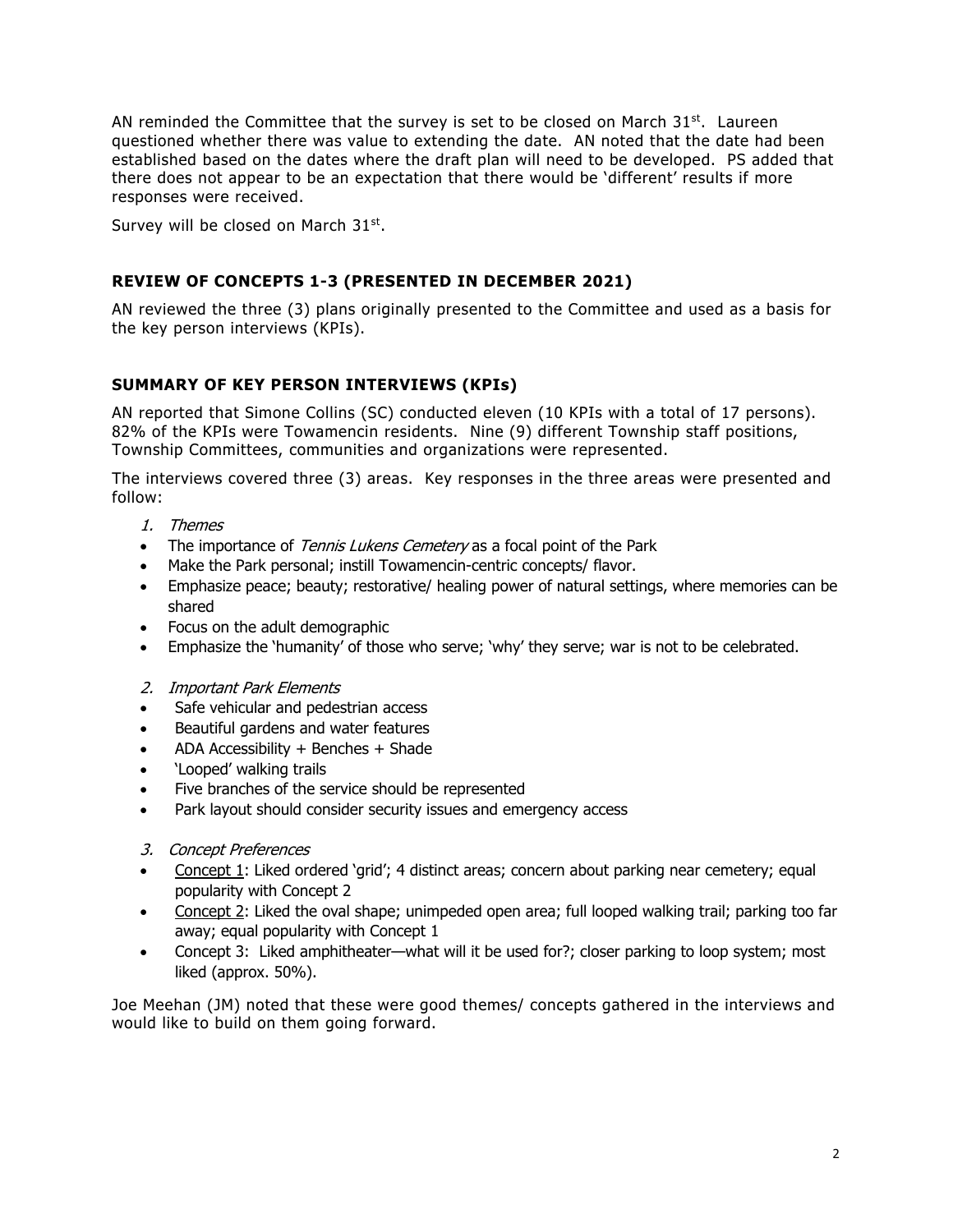AN reminded the Committee that the survey is set to be closed on March 31st. Laureen questioned whether there was value to extending the date. AN noted that the date had been established based on the dates where the draft plan will need to be developed. PS added that there does not appear to be an expectation that there would be 'different' results if more responses were received.

Survey will be closed on March 31st.

## REVIEW OF CONCEPTS 1-3 (PRESENTED IN DECEMBER 2021)

AN reviewed the three (3) plans originally presented to the Committee and used as a basis for the key person interviews (KPIs).

## SUMMARY OF KEY PERSON INTERVIEWS (KPIs)

AN reported that Simone Collins (SC) conducted eleven (10 KPIs with a total of 17 persons). 82% of the KPIs were Towamencin residents. Nine (9) different Township staff positions, Township Committees, communities and organizations were represented.

The interviews covered three (3) areas. Key responses in the three areas were presented and follow:

1. *Themes*

- The importance of *Tennis Lukens Cemetery* as a focal point of the Park
- Make the Park personal; instill Towamencin-centric concepts/ flavor.
- Emphasize peace; beauty; restorative/ healing power of natural settings, where memories can be shared
- Focus on the adult demographic
- Emphasize the 'humanity' of those who serve; 'why' they serve; war is not to be celebrated.

2. *Important Park Elements*

- Safe vehicular and pedestrian access
- Beautiful gardens and water features
- ADA Accessibility + Benches + Shade
- 'Looped' walking trails
- Five branches of the service should be represented
- Park layout should consider security issues and emergency access

3. *Concept Preferences*

- Concept 1: Liked ordered 'grid'; 4 distinct areas; concern about parking near cemetery; equal popularity with Concept 2
- Concept 2: Liked the oval shape; unimpeded open area; full looped walking trail; parking too far away; equal popularity with Concept 1
- Concept 3: Liked amphitheater—what will it be used for?; closer parking to loop system; most liked (approx. 50%).

Joe Meehan (JM) noted that these were good themes/ concepts gathered in the interviews and would like to build on them going forward.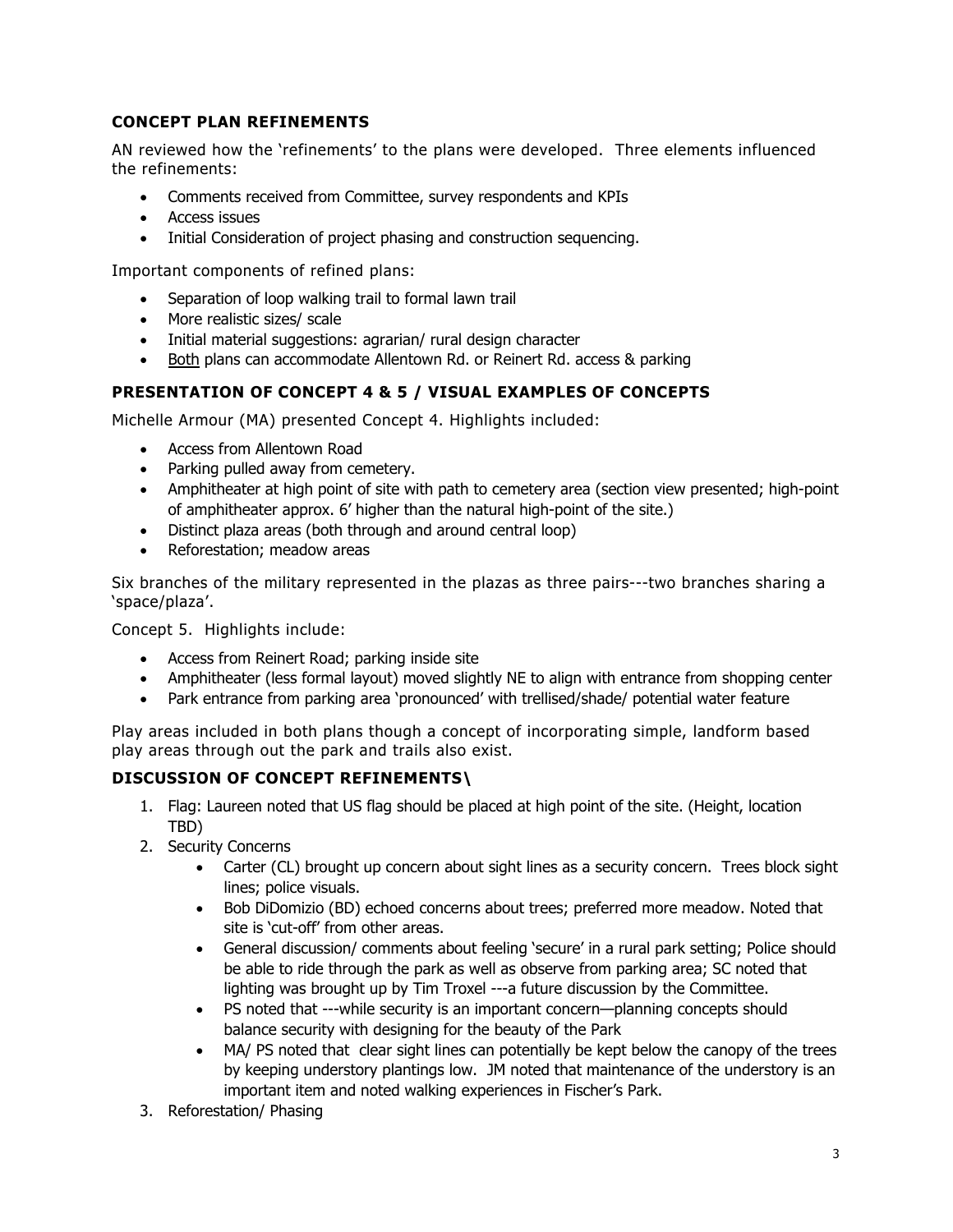### CONCEPT PLAN REFINEMENTS

AN reviewed how the 'refinements' to the plans were developed. Three elements influenced the refinements:

- Comments received from Committee, survey respondents and KPIs
- Access issues
- Initial Consideration of project phasing and construction sequencing.

Important components of refined plans:

- Separation of loop walking trail to formal lawn trail
- More realistic sizes/ scale
- Initial material suggestions: agrarian/ rural design character
- Both plans can accommodate Allentown Rd. or Reinert Rd. access & parking

### PRESENTATION OF CONCEPT 4 & 5 / VISUAL EXAMPLES OF CONCEPTS

Michelle Armour (MA) presented Concept 4. Highlights included:

- Access from Allentown Road
- Parking pulled away from cemetery.
- Amphitheater at high point of site with path to cemetery area (section view presented; high-point of amphitheater approx. 6' higher than the natural high-point of the site.)
- Distinct plaza areas (both through and around central loop)
- Reforestation; meadow areas

Six branches of the military represented in the plazas as three pairs---two branches sharing a 'space/plaza'.

Concept 5. Highlights include:

- Access from Reinert Road; parking inside site
- Amphitheater (less formal layout) moved slightly NE to align with entrance from shopping center
- Park entrance from parking area 'pronounced' with trellised/shade/ potential water feature

Play areas included in both plans though a concept of incorporating simple, landform based play areas through out the park and trails also exist.

### DISCUSSION OF CONCEPT REFINEMENTS\

1. Flag: Laureen noted that US flag should be placed at high point of the site. (Height, location TBD)
2. Security Concerns
   - Carter (CL) brought up concern about sight lines as a security concern. Trees block sight lines; police visuals.
   - Bob DiDomizio (BD) echoed concerns about trees; preferred more meadow. Noted that site is 'cut-off' from other areas.
   - General discussion/ comments about feeling 'secure' in a rural park setting; Police should be able to ride through the park as well as observe from parking area; SC noted that lighting was brought up by Tim Troxel ---a future discussion by the Committee.
   - PS noted that ---while security is an important concern—planning concepts should balance security with designing for the beauty of the Park
   - MA/ PS noted that clear sight lines can potentially be kept below the canopy of the trees by keeping understory plantings low. JM noted that maintenance of the understory is an important item and noted walking experiences in Fischer's Park.
3. Reforestation/ Phasing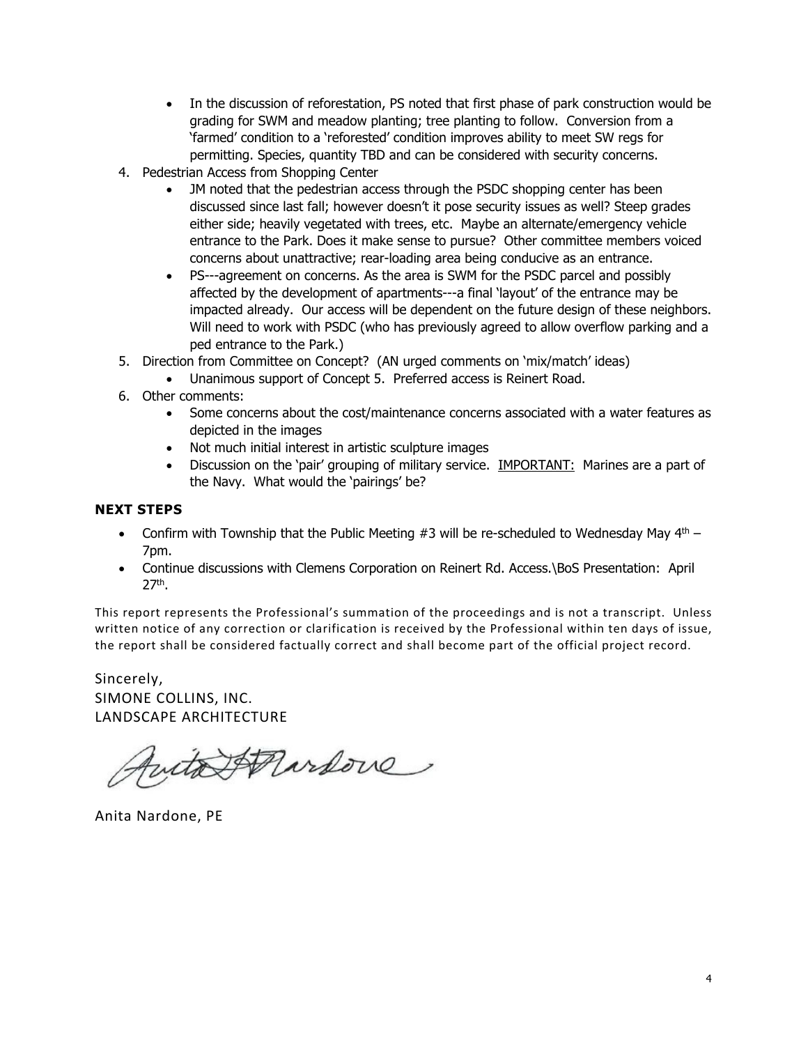- In the discussion of reforestation, PS noted that first phase of park construction would be grading for SWM and meadow planting; tree planting to follow. Conversion from a 'farmed' condition to a 'reforested' condition improves ability to meet SW regs for permitting. Species, quantity TBD and can be considered with security concerns.

4. Pedestrian Access from Shopping Center
   - JM noted that the pedestrian access through the PSDC shopping center has been discussed since last fall; however doesn't it pose security issues as well? Steep grades either side; heavily vegetated with trees, etc. Maybe an alternate/emergency vehicle entrance to the Park. Does it make sense to pursue? Other committee members voiced concerns about unattractive; rear-loading area being conducive as an entrance.
   - PS---agreement on concerns. As the area is SWM for the PSDC parcel and possibly affected by the development of apartments---a final 'layout' of the entrance may be impacted already. Our access will be dependent on the future design of these neighbors. Will need to work with PSDC (who has previously agreed to allow overflow parking and a ped entrance to the Park.)
5. Direction from Committee on Concept? (AN urged comments on 'mix/match' ideas)
   - Unanimous support of Concept 5. Preferred access is Reinert Road.
6. Other comments:
   - Some concerns about the cost/maintenance concerns associated with a water features as depicted in the images
   - Not much initial interest in artistic sculpture images
   - Discussion on the 'pair' grouping of military service. <u>IMPORTANT:</u> Marines are a part of the Navy. What would the 'pairings' be?

### NEXT STEPS

- Confirm with Township that the Public Meeting #3 will be re-scheduled to Wednesday May 4th – 7pm.
- Continue discussions with Clemens Corporation on Reinert Rd. Access.\BoS Presentation: April 27th.

This report represents the Professional's summation of the proceedings and is not a transcript. Unless written notice of any correction or clarification is received by the Professional within ten days of issue, the report shall be considered factually correct and shall become part of the official project record.

Sincerely,
SIMONE COLLINS, INC.
LANDSCAPE ARCHITECTURE

Anita Nardone, PE